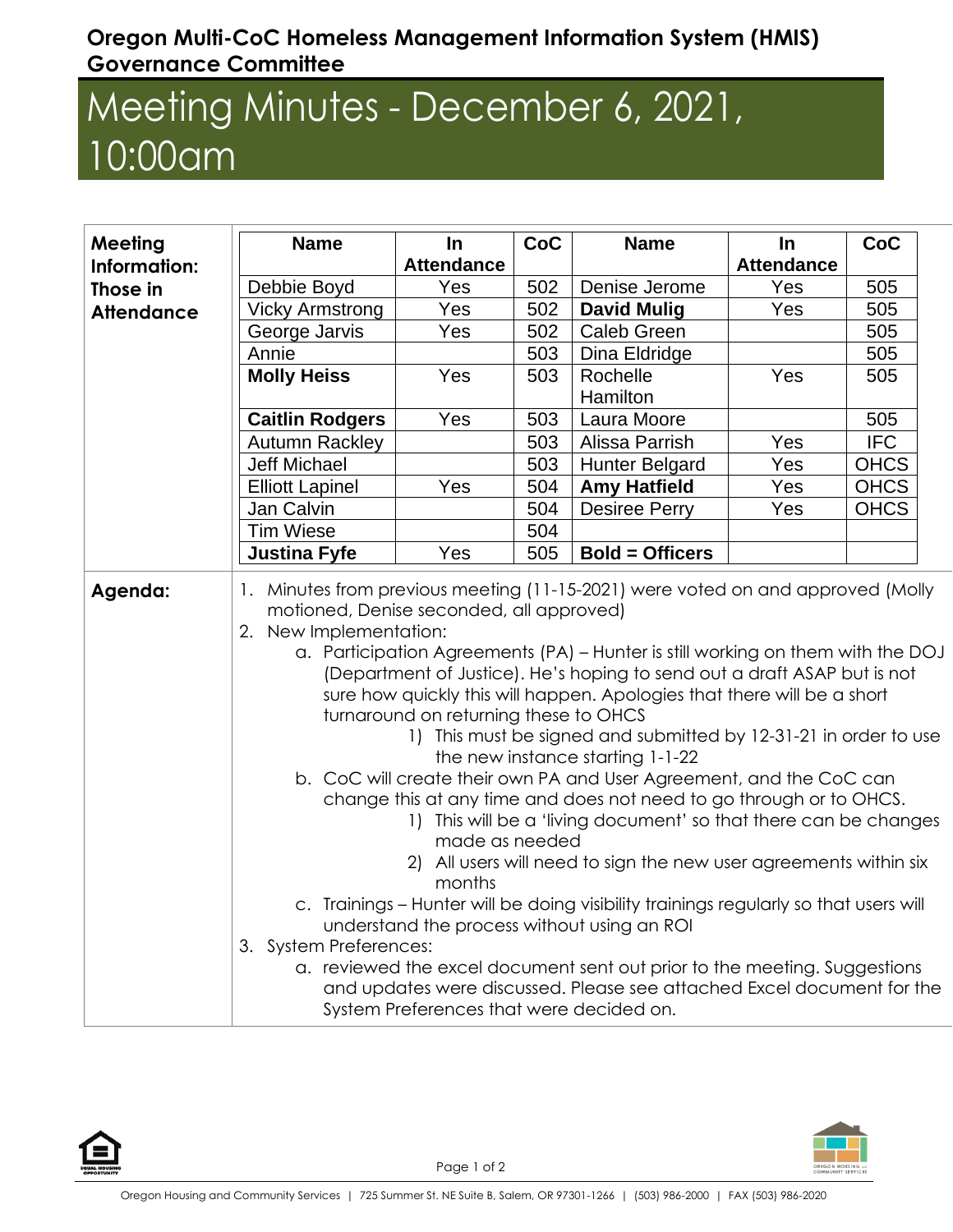**Oregon Multi-CoC Homeless Management Information System (HMIS) Governance Committee**

# Meeting Minutes - December 6, 2021, 10:00am

**Meeting Information: Those in Attendance**

| Name | In Attendance | CoC | Name | In Attendance | CoC |
|---|---|---|---|---|---|
| Debbie Boyd | Yes | 502 | Denise Jerome | Yes | 505 |
| Vicky Armstrong | Yes | 502 | **David Mulig** | Yes | 505 |
| George Jarvis | Yes | 502 | Caleb Green | | 505 |
| Annie | | 503 | Dina Eldridge | | 505 |
| **Molly Heiss** | Yes | 503 | Rochelle Hamilton | Yes | 505 |
| **Caitlin Rodgers** | Yes | 503 | Laura Moore | | 505 |
| Autumn Rackley | | 503 | Alissa Parrish | Yes | IFC |
| Jeff Michael | | 503 | Hunter Belgard | Yes | OHCS |
| Elliott Lapinel | Yes | 504 | **Amy Hatfield** | Yes | OHCS |
| Jan Calvin | | 504 | Desiree Perry | Yes | OHCS |
| Tim Wiese | | 504 | | | |
| **Justina Fyfe** | Yes | 505 | **Bold = Officers** | | |

**Agenda:**

1. Minutes from previous meeting (11-15-2021) were voted on and approved (Molly motioned, Denise seconded, all approved)
2. New Implementation:
   a. Participation Agreements (PA) – Hunter is still working on them with the DOJ (Department of Justice). He's hoping to send out a draft ASAP but is not sure how quickly this will happen. Apologies that there will be a short turnaround on returning these to OHCS
      1) This must be signed and submitted by 12-31-21 in order to use the new instance starting 1-1-22
   b. CoC will create their own PA and User Agreement, and the CoC can change this at any time and does not need to go through or to OHCS.
      1) This will be a 'living document' so that there can be changes made as needed
      2) All users will need to sign the new user agreements within six months
   c. Trainings – Hunter will be doing visibility trainings regularly so that users will understand the process without using an ROI
3. System Preferences:
   a. reviewed the excel document sent out prior to the meeting. Suggestions and updates were discussed. Please see attached Excel document for the System Preferences that were decided on.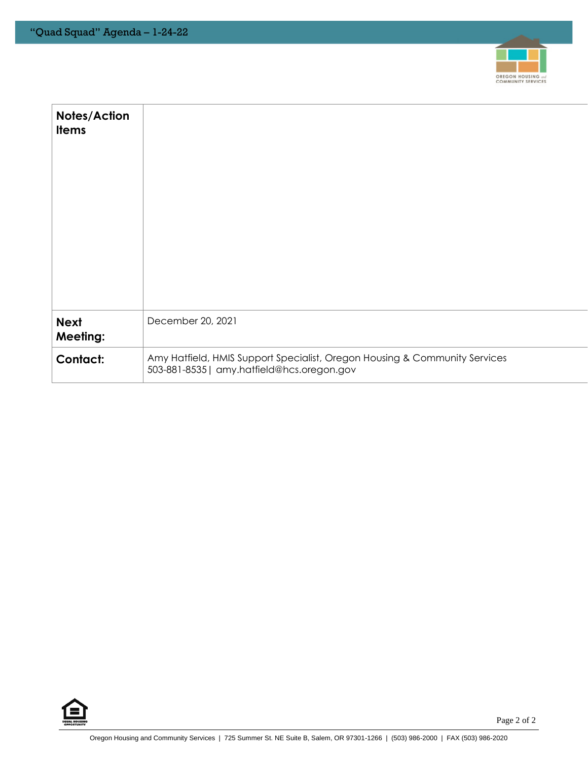| | |
|---|---|
| **Notes/Action Items** | |
| **Next Meeting:** | December 20, 2021 |
| **Contact:** | Amy Hatfield, HMIS Support Specialist, Oregon Housing & Community Services 503-881-8535 \| amy.hatfield@hcs.oregon.gov |

Oregon Housing and Community Services | 725 Summer St. NE Suite B, Salem, OR 97301-1266 | (503) 986-2000 | FAX (503) 986-2020